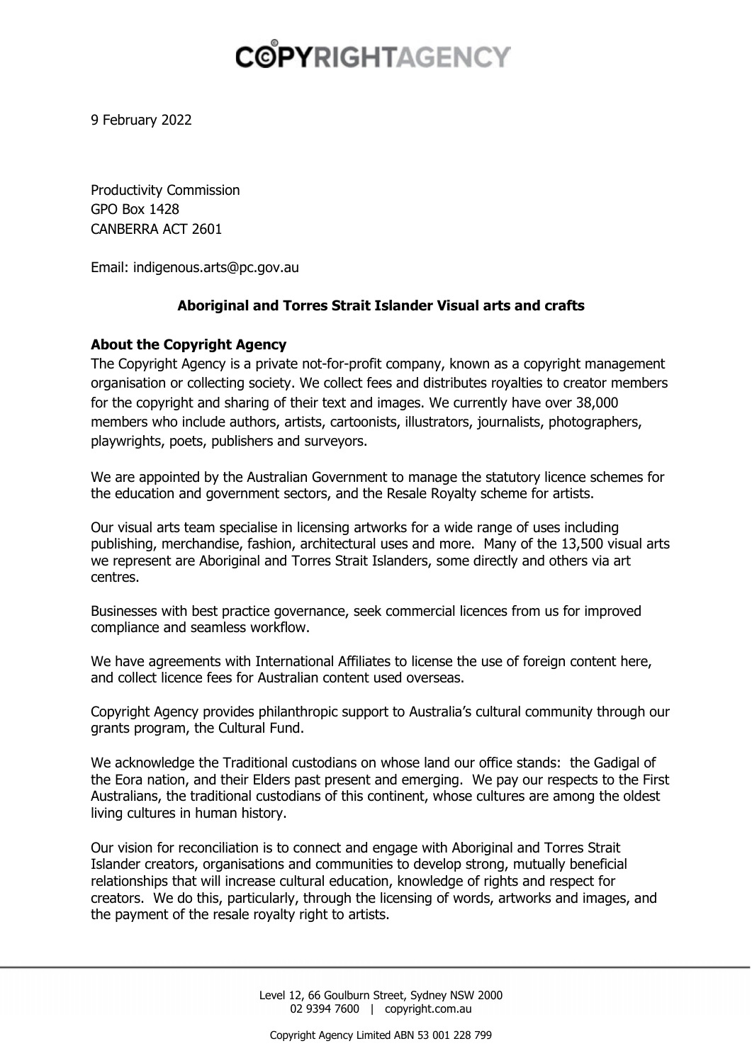# COPYRIGHTAGENCY

9 February 2022

Productivity Commission
GPO Box 1428
CANBERRA ACT 2601

Email: indigenous.arts@pc.gov.au

**Aboriginal and Torres Strait Islander Visual arts and crafts**

**About the Copyright Agency**

The Copyright Agency is a private not-for-profit company, known as a copyright management organisation or collecting society. We collect fees and distributes royalties to creator members for the copyright and sharing of their text and images. We currently have over 38,000 members who include authors, artists, cartoonists, illustrators, journalists, photographers, playwrights, poets, publishers and surveyors.

We are appointed by the Australian Government to manage the statutory licence schemes for the education and government sectors, and the Resale Royalty scheme for artists.

Our visual arts team specialise in licensing artworks for a wide range of uses including publishing, merchandise, fashion, architectural uses and more. Many of the 13,500 visual arts we represent are Aboriginal and Torres Strait Islanders, some directly and others via art centres.

Businesses with best practice governance, seek commercial licences from us for improved compliance and seamless workflow.

We have agreements with International Affiliates to license the use of foreign content here, and collect licence fees for Australian content used overseas.

Copyright Agency provides philanthropic support to Australia's cultural community through our grants program, the Cultural Fund.

We acknowledge the Traditional custodians on whose land our office stands: the Gadigal of the Eora nation, and their Elders past present and emerging. We pay our respects to the First Australians, the traditional custodians of this continent, whose cultures are among the oldest living cultures in human history.

Our vision for reconciliation is to connect and engage with Aboriginal and Torres Strait Islander creators, organisations and communities to develop strong, mutually beneficial relationships that will increase cultural education, knowledge of rights and respect for creators. We do this, particularly, through the licensing of words, artworks and images, and the payment of the resale royalty right to artists.

Level 12, 66 Goulburn Street, Sydney NSW 2000
02 9394 7600 | copyright.com.au

Copyright Agency Limited ABN 53 001 228 799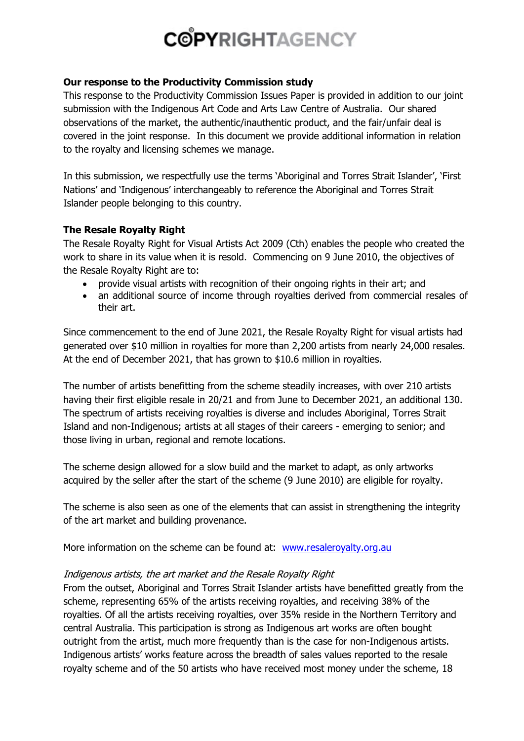### Our response to the Productivity Commission study

This response to the Productivity Commission Issues Paper is provided in addition to our joint submission with the Indigenous Art Code and Arts Law Centre of Australia. Our shared observations of the market, the authentic/inauthentic product, and the fair/unfair deal is covered in the joint response. In this document we provide additional information in relation to the royalty and licensing schemes we manage.

In this submission, we respectfully use the terms 'Aboriginal and Torres Strait Islander', 'First Nations' and 'Indigenous' interchangeably to reference the Aboriginal and Torres Strait Islander people belonging to this country.

### The Resale Royalty Right

The Resale Royalty Right for Visual Artists Act 2009 (Cth) enables the people who created the work to share in its value when it is resold. Commencing on 9 June 2010, the objectives of the Resale Royalty Right are to:

- provide visual artists with recognition of their ongoing rights in their art; and
- an additional source of income through royalties derived from commercial resales of their art.

Since commencement to the end of June 2021, the Resale Royalty Right for visual artists had generated over $10 million in royalties for more than 2,200 artists from nearly 24,000 resales. At the end of December 2021, that has grown to $10.6 million in royalties.

The number of artists benefitting from the scheme steadily increases, with over 210 artists having their first eligible resale in 20/21 and from June to December 2021, an additional 130. The spectrum of artists receiving royalties is diverse and includes Aboriginal, Torres Strait Island and non-Indigenous; artists at all stages of their careers - emerging to senior; and those living in urban, regional and remote locations.

The scheme design allowed for a slow build and the market to adapt, as only artworks acquired by the seller after the start of the scheme (9 June 2010) are eligible for royalty.

The scheme is also seen as one of the elements that can assist in strengthening the integrity of the art market and building provenance.

More information on the scheme can be found at: [www.resaleroyalty.org.au](http://www.resaleroyalty.org.au)

#### *Indigenous artists, the art market and the Resale Royalty Right*

From the outset, Aboriginal and Torres Strait Islander artists have benefitted greatly from the scheme, representing 65% of the artists receiving royalties, and receiving 38% of the royalties. Of all the artists receiving royalties, over 35% reside in the Northern Territory and central Australia. This participation is strong as Indigenous art works are often bought outright from the artist, much more frequently than is the case for non-Indigenous artists. Indigenous artists' works feature across the breadth of sales values reported to the resale royalty scheme and of the 50 artists who have received most money under the scheme, 18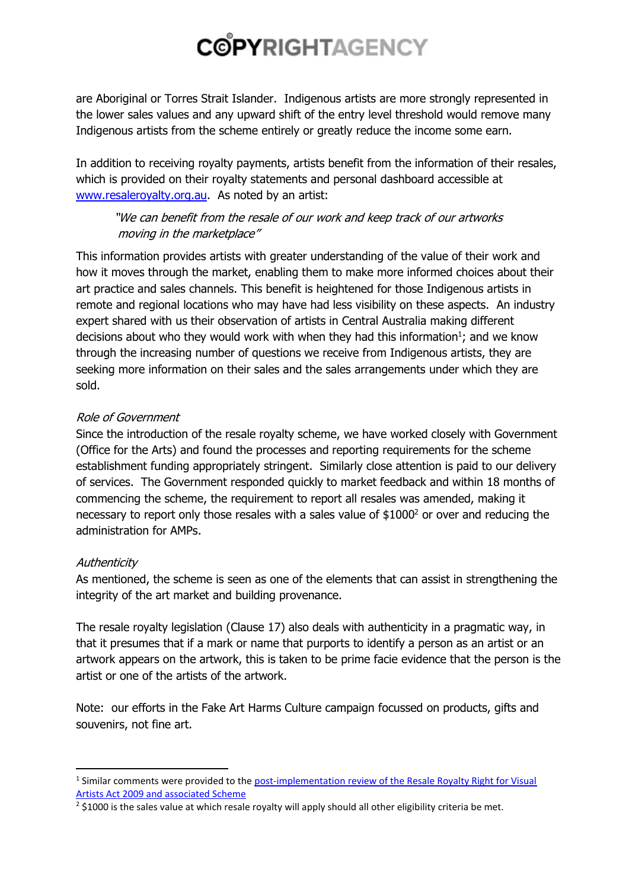are Aboriginal or Torres Strait Islander. Indigenous artists are more strongly represented in the lower sales values and any upward shift of the entry level threshold would remove many Indigenous artists from the scheme entirely or greatly reduce the income some earn.

In addition to receiving royalty payments, artists benefit from the information of their resales, which is provided on their royalty statements and personal dashboard accessible at [www.resaleroyalty.org.au](http://www.resaleroyalty.org.au). As noted by an artist:

> *"We can benefit from the resale of our work and keep track of our artworks moving in the marketplace"*

This information provides artists with greater understanding of the value of their work and how it moves through the market, enabling them to make more informed choices about their art practice and sales channels. This benefit is heightened for those Indigenous artists in remote and regional locations who may have had less visibility on these aspects. An industry expert shared with us their observation of artists in Central Australia making different decisions about who they would work with when they had this information[1]; and we know through the increasing number of questions we receive from Indigenous artists, they are seeking more information on their sales and the sales arrangements under which they are sold.

*Role of Government*

Since the introduction of the resale royalty scheme, we have worked closely with Government (Office for the Arts) and found the processes and reporting requirements for the scheme establishment funding appropriately stringent. Similarly close attention is paid to our delivery of services. The Government responded quickly to market feedback and within 18 months of commencing the scheme, the requirement to report all resales was amended, making it necessary to report only those resales with a sales value of $1000[2] or over and reducing the administration for AMPs.

*Authenticity*

As mentioned, the scheme is seen as one of the elements that can assist in strengthening the integrity of the art market and building provenance.

The resale royalty legislation (Clause 17) also deals with authenticity in a pragmatic way, in that it presumes that if a mark or name that purports to identify a person as an artist or an artwork appears on the artwork, this is taken to be prime facie evidence that the person is the artist or one of the artists of the artwork.

Note: our efforts in the Fake Art Harms Culture campaign focussed on products, gifts and souvenirs, not fine art.

---

[1] Similar comments were provided to the post-implementation review of the Resale Royalty Right for Visual Artists Act 2009 and associated Scheme

[2] $1000 is the sales value at which resale royalty will apply should all other eligibility criteria be met.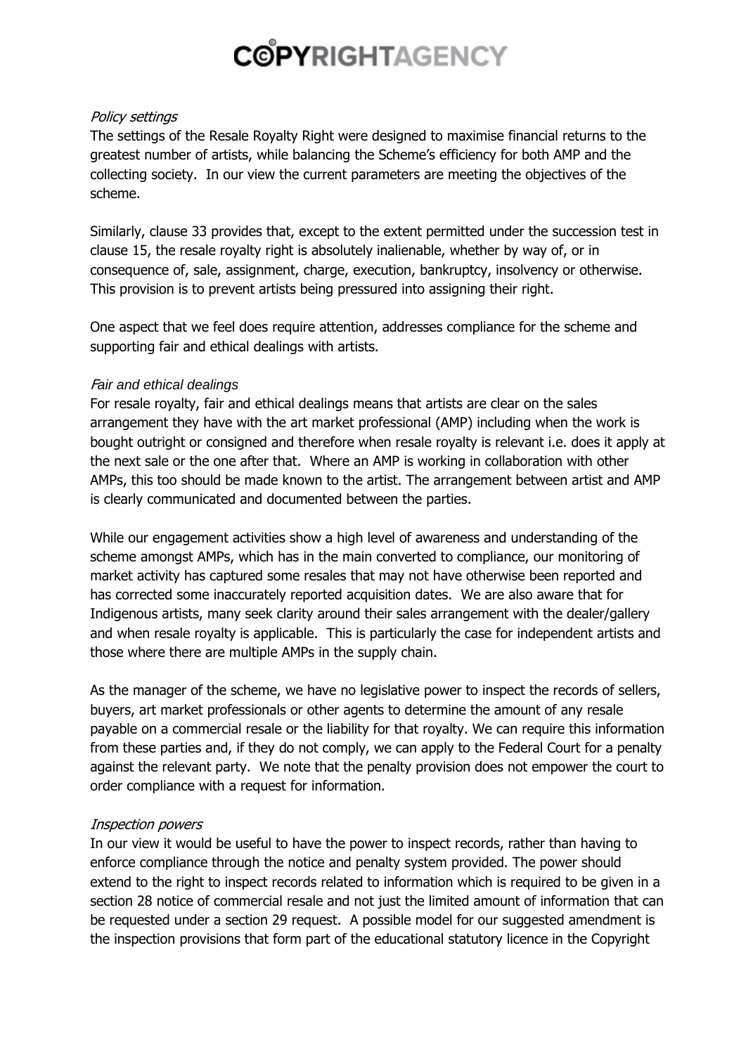*Policy settings*

The settings of the Resale Royalty Right were designed to maximise financial returns to the greatest number of artists, while balancing the Scheme's efficiency for both AMP and the collecting society. In our view the current parameters are meeting the objectives of the scheme.

Similarly, clause 33 provides that, except to the extent permitted under the succession test in clause 15, the resale royalty right is absolutely inalienable, whether by way of, or in consequence of, sale, assignment, charge, execution, bankruptcy, insolvency or otherwise. This provision is to prevent artists being pressured into assigning their right.

One aspect that we feel does require attention, addresses compliance for the scheme and supporting fair and ethical dealings with artists.

*Fair and ethical dealings*

For resale royalty, fair and ethical dealings means that artists are clear on the sales arrangement they have with the art market professional (AMP) including when the work is bought outright or consigned and therefore when resale royalty is relevant i.e. does it apply at the next sale or the one after that. Where an AMP is working in collaboration with other AMPs, this too should be made known to the artist. The arrangement between artist and AMP is clearly communicated and documented between the parties.

While our engagement activities show a high level of awareness and understanding of the scheme amongst AMPs, which has in the main converted to compliance, our monitoring of market activity has captured some resales that may not have otherwise been reported and has corrected some inaccurately reported acquisition dates. We are also aware that for Indigenous artists, many seek clarity around their sales arrangement with the dealer/gallery and when resale royalty is applicable. This is particularly the case for independent artists and those where there are multiple AMPs in the supply chain.

As the manager of the scheme, we have no legislative power to inspect the records of sellers, buyers, art market professionals or other agents to determine the amount of any resale payable on a commercial resale or the liability for that royalty. We can require this information from these parties and, if they do not comply, we can apply to the Federal Court for a penalty against the relevant party. We note that the penalty provision does not empower the court to order compliance with a request for information.

*Inspection powers*

In our view it would be useful to have the power to inspect records, rather than having to enforce compliance through the notice and penalty system provided. The power should extend to the right to inspect records related to information which is required to be given in a section 28 notice of commercial resale and not just the limited amount of information that can be requested under a section 29 request. A possible model for our suggested amendment is the inspection provisions that form part of the educational statutory licence in the Copyright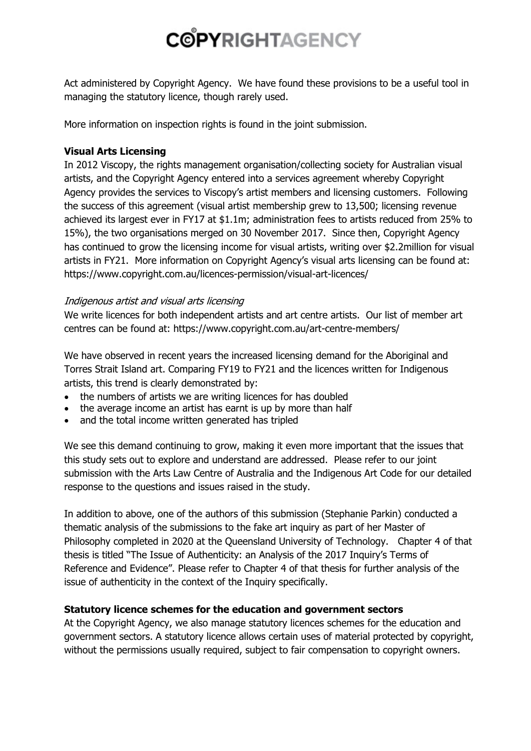Act administered by Copyright Agency. We have found these provisions to be a useful tool in managing the statutory licence, though rarely used.

More information on inspection rights is found in the joint submission.

**Visual Arts Licensing**

In 2012 Viscopy, the rights management organisation/collecting society for Australian visual artists, and the Copyright Agency entered into a services agreement whereby Copyright Agency provides the services to Viscopy's artist members and licensing customers. Following the success of this agreement (visual artist membership grew to 13,500; licensing revenue achieved its largest ever in FY17 at $1.1m; administration fees to artists reduced from 25% to 15%), the two organisations merged on 30 November 2017. Since then, Copyright Agency has continued to grow the licensing income for visual artists, writing over $2.2million for visual artists in FY21. More information on Copyright Agency's visual arts licensing can be found at: https://www.copyright.com.au/licences-permission/visual-art-licences/

*Indigenous artist and visual arts licensing*

We write licences for both independent artists and art centre artists. Our list of member art centres can be found at: https://www.copyright.com.au/art-centre-members/

We have observed in recent years the increased licensing demand for the Aboriginal and Torres Strait Island art. Comparing FY19 to FY21 and the licences written for Indigenous artists, this trend is clearly demonstrated by:

- the numbers of artists we are writing licences for has doubled
- the average income an artist has earnt is up by more than half
- and the total income written generated has tripled

We see this demand continuing to grow, making it even more important that the issues that this study sets out to explore and understand are addressed. Please refer to our joint submission with the Arts Law Centre of Australia and the Indigenous Art Code for our detailed response to the questions and issues raised in the study.

In addition to above, one of the authors of this submission (Stephanie Parkin) conducted a thematic analysis of the submissions to the fake art inquiry as part of her Master of Philosophy completed in 2020 at the Queensland University of Technology. Chapter 4 of that thesis is titled "The Issue of Authenticity: an Analysis of the 2017 Inquiry's Terms of Reference and Evidence". Please refer to Chapter 4 of that thesis for further analysis of the issue of authenticity in the context of the Inquiry specifically.

**Statutory licence schemes for the education and government sectors**

At the Copyright Agency, we also manage statutory licences schemes for the education and government sectors. A statutory licence allows certain uses of material protected by copyright, without the permissions usually required, subject to fair compensation to copyright owners.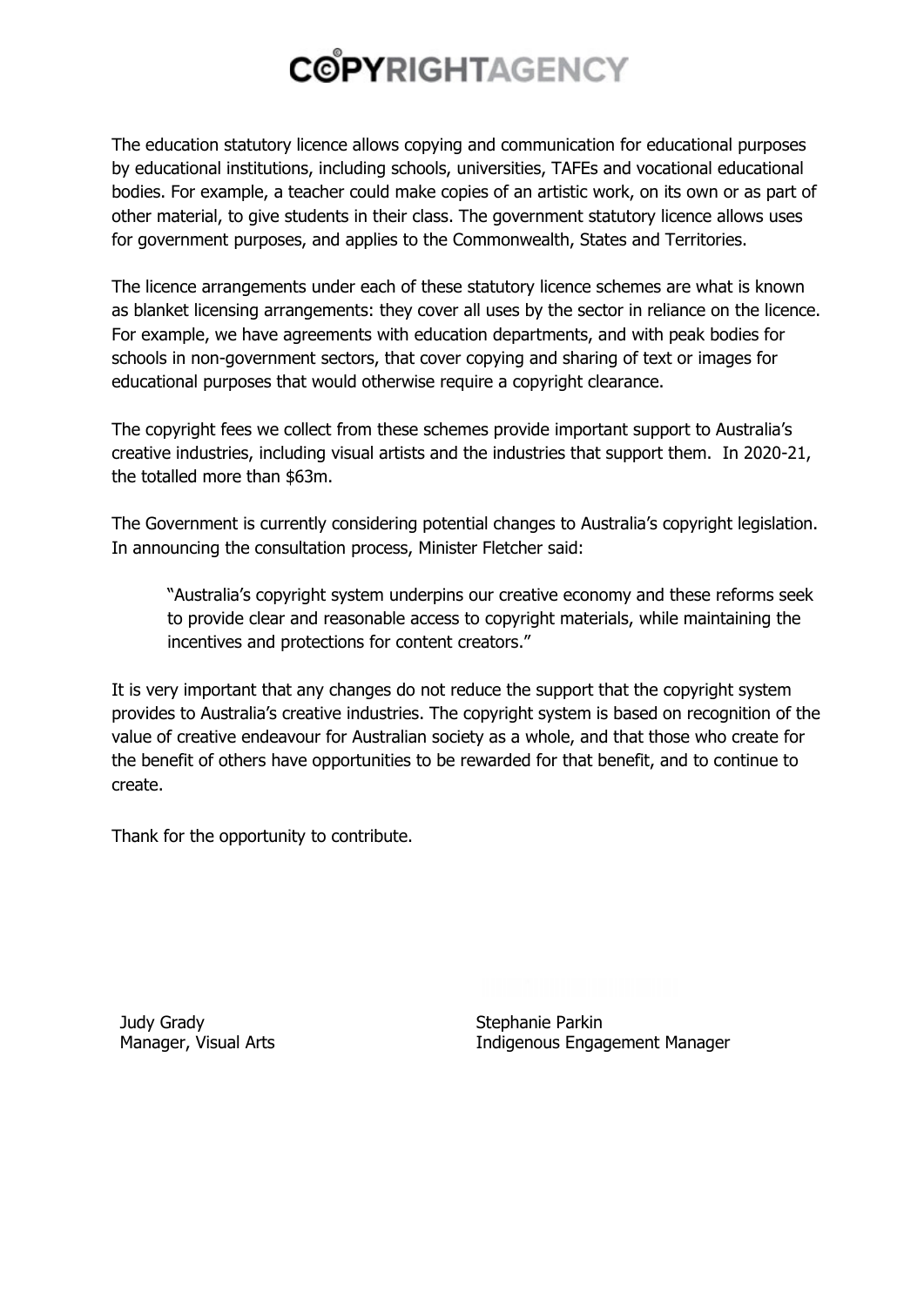The education statutory licence allows copying and communication for educational purposes by educational institutions, including schools, universities, TAFEs and vocational educational bodies. For example, a teacher could make copies of an artistic work, on its own or as part of other material, to give students in their class. The government statutory licence allows uses for government purposes, and applies to the Commonwealth, States and Territories.

The licence arrangements under each of these statutory licence schemes are what is known as blanket licensing arrangements: they cover all uses by the sector in reliance on the licence. For example, we have agreements with education departments, and with peak bodies for schools in non-government sectors, that cover copying and sharing of text or images for educational purposes that would otherwise require a copyright clearance.

The copyright fees we collect from these schemes provide important support to Australia's creative industries, including visual artists and the industries that support them. In 2020-21, the totalled more than $63m.

The Government is currently considering potential changes to Australia's copyright legislation. In announcing the consultation process, Minister Fletcher said:

> "Australia's copyright system underpins our creative economy and these reforms seek to provide clear and reasonable access to copyright materials, while maintaining the incentives and protections for content creators."

It is very important that any changes do not reduce the support that the copyright system provides to Australia's creative industries. The copyright system is based on recognition of the value of creative endeavour for Australian society as a whole, and that those who create for the benefit of others have opportunities to be rewarded for that benefit, and to continue to create.

Thank for the opportunity to contribute.

Judy Grady
Manager, Visual Arts

Stephanie Parkin
Indigenous Engagement Manager